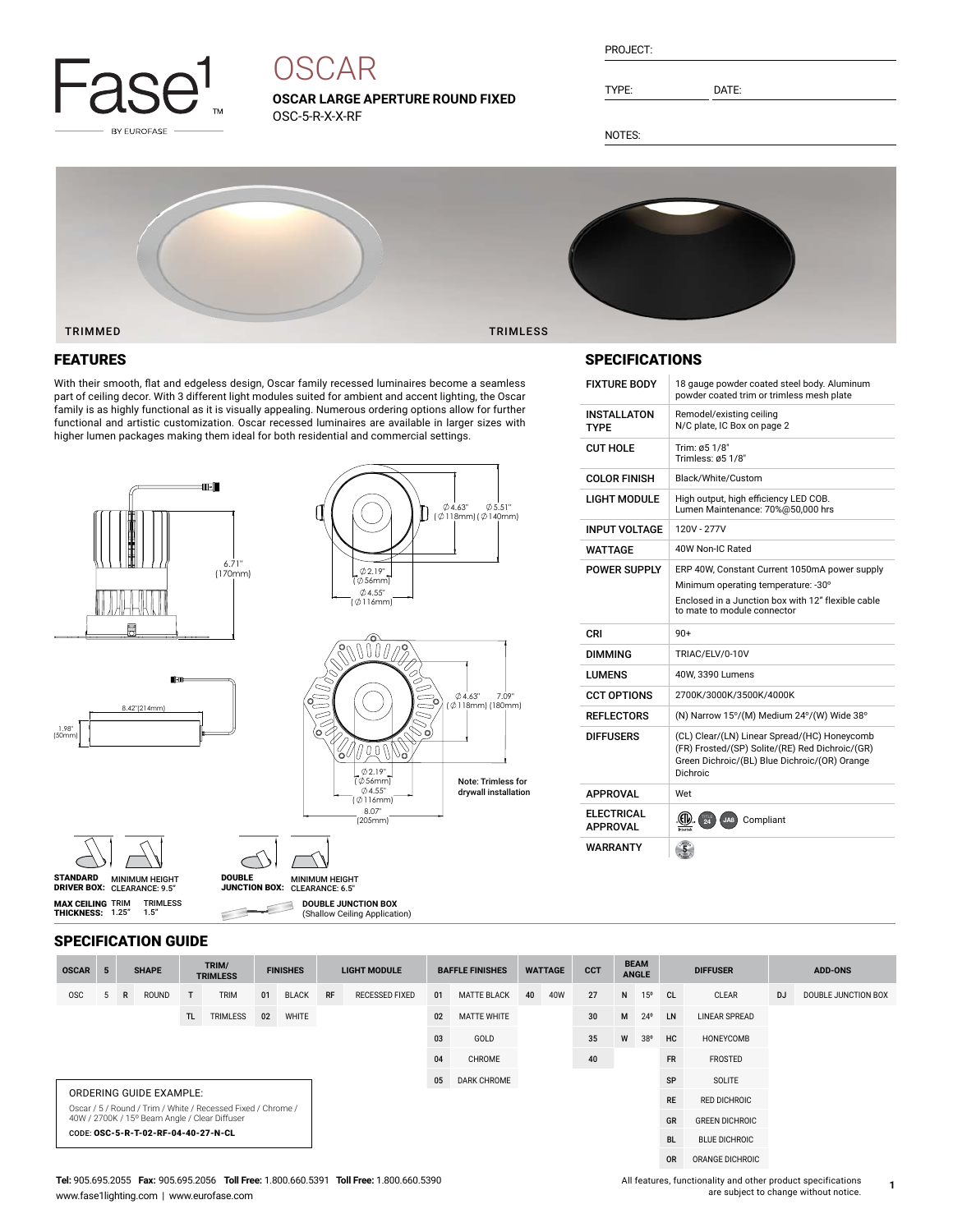Fase1 BY EUROFASE

# OSCAR

**OSCAR LARGE APERTURE ROUND FIXED**
OSC-5-R-X-X-RF

PROJECT:

TYPE: DATE:

NOTES:

TRIMMED TRIMLESS

## FEATURES

With their smooth, flat and edgeless design, Oscar family recessed luminaires become a seamless part of ceiling decor. With 3 different light modules suited for ambient and accent lighting, the Oscar family is as highly functional as it is visually appealing. Numerous ordering options allow for further functional and artistic customization. Oscar recessed luminaires are available in larger sizes with higher lumen packages making them ideal for both residential and commercial settings.

6.71" (170mm)

Ø4.63" (Ø118mm) Ø5.51" (Ø140mm)

Ø2.19" (Ø56mm) Ø4.55" (Ø116mm)

8.42"(214mm)

1.98" (50mm)

Ø4.63" (Ø118mm) 7.09" (180mm)

Ø2.19" (Ø56mm) Ø4.55" (Ø116mm) 8.07" (205mm)

Note: Trimless for drywall installation

**STANDARD DRIVER BOX:** MINIMUM HEIGHT CLEARANCE: 9.5"

**MAX CEILING THICKNESS:** TRIM 1.25" TRIMLESS 1.5"

**DOUBLE JUNCTION BOX:** MINIMUM HEIGHT CLEARANCE: 6.5"

**DOUBLE JUNCTION BOX** (Shallow Ceiling Application)

## SPECIFICATIONS

| | |
|---|---|
| FIXTURE BODY | 18 gauge powder coated steel body. Aluminum powder coated trim or trimless mesh plate |
| INSTALLATON TYPE | Remodel/existing ceiling<br>N/C plate, IC Box on page 2 |
| CUT HOLE | Trim: ø5 1/8"<br>Trimless: ø5 1/8" |
| COLOR FINISH | Black/White/Custom |
| LIGHT MODULE | High output, high efficiency LED COB.<br>Lumen Maintenance: 70%@50,000 hrs |
| INPUT VOLTAGE | 120V - 277V |
| WATTAGE | 40W Non-IC Rated |
| POWER SUPPLY | ERP 40W, Constant Current 1050mA power supply<br>Minimum operating temperature: -30°<br>Enclosed in a Junction box with 12" flexible cable to mate to module connector |
| CRI | 90+ |
| DIMMING | TRIAC/ELV/0-10V |
| LUMENS | 40W, 3390 Lumens |
| CCT OPTIONS | 2700K/3000K/3500K/4000K |
| REFLECTORS | (N) Narrow 15°/(M) Medium 24°/(W) Wide 38° |
| DIFFUSERS | (CL) Clear/(LN) Linear Spread/(HC) Honeycomb (FR) Frosted/(SP) Solite/(RE) Red Dichroic/(GR) Green Dichroic/(BL) Blue Dichroic/(OR) Orange Dichroic |
| APPROVAL | Wet |
| ELECTRICAL APPROVAL | Compliant |
| WARRANTY | 5 |

## SPECIFICATION GUIDE

| OSCAR | 5 | SHAPE | | TRIM/ TRIMLESS | | FINISHES | | LIGHT MODULE | | BAFFLE FINISHES | | WATTAGE | | CCT | BEAM ANGLE | | DIFFUSER | | ADD-ONS | |
|---|---|---|---|---|---|---|---|---|---|---|---|---|---|---|---|---|---|---|---|---|
| OSC | 5 | R | ROUND | T | TRIM | 01 | BLACK | RF | RECESSED FIXED | 01 | MATTE BLACK | 40 | 40W | 27 | N | 15º | CL | CLEAR | DJ | DOUBLE JUNCTION BOX |
| | | | | TL | TRIMLESS | 02 | WHITE | | | 02 | MATTE WHITE | | | 30 | M | 24º | LN | LINEAR SPREAD | | |
| | | | | | | | | | | 03 | GOLD | | | 35 | W | 38º | HC | HONEYCOMB | | |
| | | | | | | | | | | 04 | CHROME | | | 40 | | | FR | FROSTED | | |
| | | | | | | | | | | 05 | DARK CHROME | | | | | | SP | SOLITE | | |
| | | | | | | | | | | | | | | | | | RE | RED DICHROIC | | |
| | | | | | | | | | | | | | | | | | GR | GREEN DICHROIC | | |
| | | | | | | | | | | | | | | | | | BL | BLUE DICHROIC | | |
| | | | | | | | | | | | | | | | | | OR | ORANGE DICHROIC | | |

ORDERING GUIDE EXAMPLE:

Oscar / 5 / Round / Trim / White / Recessed Fixed / Chrome / 40W / 2700K / 15º Beam Angle / Clear Diffuser

CODE: **OSC-5-R-T-02-RF-04-40-27-N-CL**

**Tel:** 905.695.2055 **Fax:** 905.695.2056 **Toll Free:** 1.800.660.5391 **Toll Free:** 1.800.660.5390
www.fase1lighting.com | www.eurofase.com

All features, functionality and other product specifications are subject to change without notice.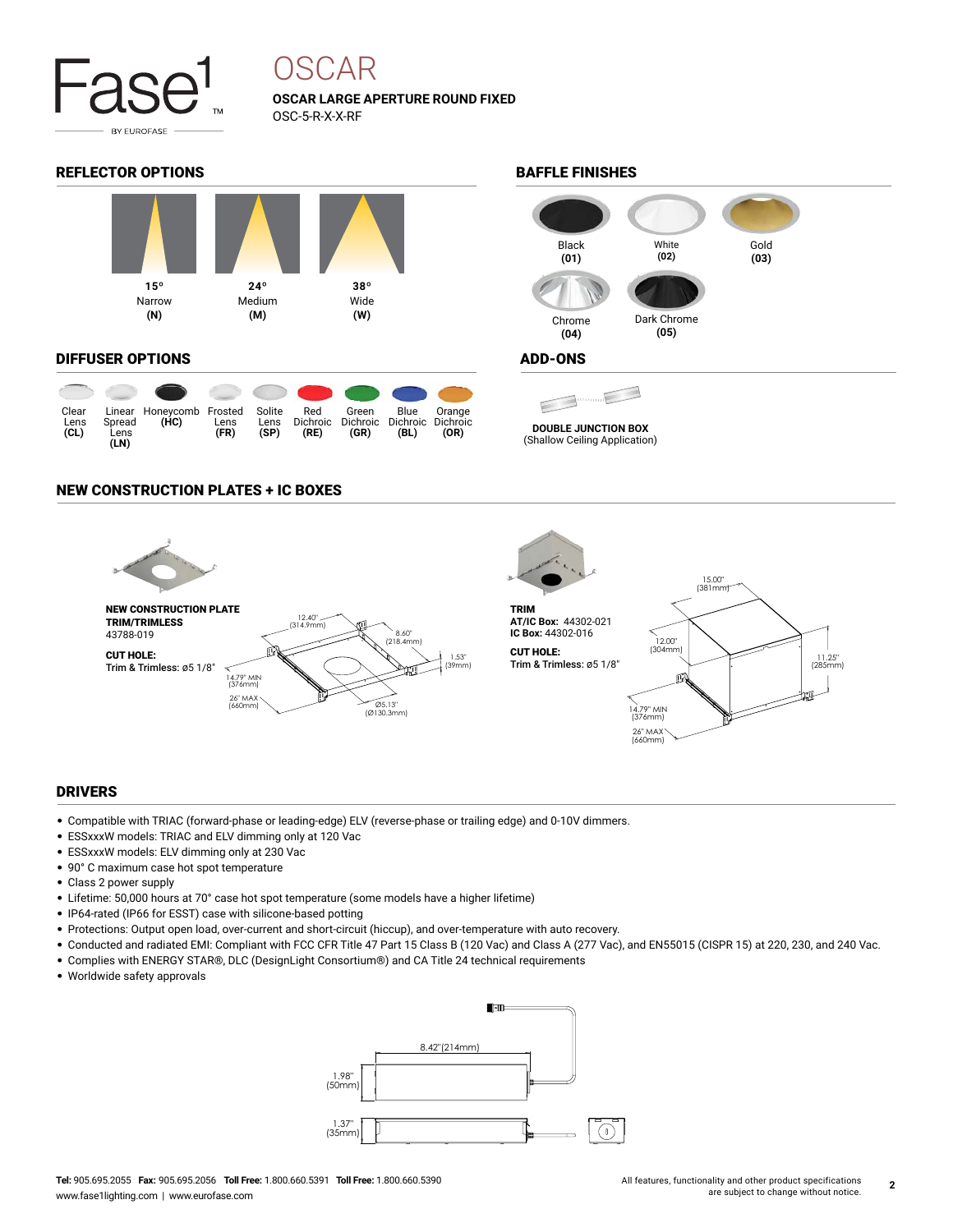# OSCAR

**OSCAR LARGE APERTURE ROUND FIXED**
OSC-5-R-X-X-RF

## REFLECTOR OPTIONS

15° Narrow **(N)**
24° Medium **(M)**
38° Wide **(W)**

## BAFFLE FINISHES

Black **(01)**
White **(02)**
Gold **(03)**
Chrome **(04)**
Dark Chrome **(05)**

## DIFFUSER OPTIONS

Clear Lens **(CL)**
Linear Spread Lens **(LN)**
Honeycomb **(HC)**
Frosted Lens **(FR)**
Solite Lens **(SP)**
Red Dichroic **(RE)**
Green Dichroic **(GR)**
Blue Dichroic **(BL)**
Orange Dichroic **(OR)**

## ADD-ONS

**DOUBLE JUNCTION BOX**
(Shallow Ceiling Application)

## NEW CONSTRUCTION PLATES + IC BOXES

**NEW CONSTRUCTION PLATE**
**TRIM/TRIMLESS**
43788-019

**CUT HOLE:**
Trim & Trimless: ø5 1/8"

12.40" (314.9mm)
8.60" (218.4mm)
1.53" (39mm)
14.79" MIN (376mm)
26" MAX (660mm)
Ø5.13" (Ø130.3mm)

**TRIM**
**AT/IC Box:** 44302-021
**IC Box:** 44302-016

**CUT HOLE:**
Trim & Trimless: ø5 1/8"

15.00" (381mm)
12.00" (304mm)
11.25" (285mm)
14.79" MIN (376mm)
26" MAX (660mm)

## DRIVERS

- Compatible with TRIAC (forward-phase or leading-edge) ELV (reverse-phase or trailing edge) and 0-10V dimmers.
- ESSxxxW models: TRIAC and ELV dimming only at 120 Vac
- ESSxxxW models: ELV dimming only at 230 Vac
- 90° C maximum case hot spot temperature
- Class 2 power supply
- Lifetime: 50,000 hours at 70° case hot spot temperature (some models have a higher lifetime)
- IP-rated (IP66 for ESST) case with silicone-based potting
- Protections: Output open load, over-current and short-circuit (hiccup), and over-temperature with auto recovery.
- Conducted and radiated EMI: Compliant with FCC CFR Title 47 Part 15 Class B (120 Vac) and Class A (277 Vac), and EN55015 (CISPR 15) at 220, 230, and 240 Vac.
- Complies with ENERGY STAR®, DLC (DesignLight Consortium®) and CA Title 24 technical requirements
- Worldwide safety approvals

8.42"(214mm)
1.98" (50mm)
1.37" (35mm)

**Tel:** 905.695.2055 **Fax:** 905.695.2056 **Toll Free:** 1.800.660.5391 **Toll Free:** 1.800.660.5390
www.fase1lighting.com | www.eurofase.com

All features, functionality and other product specifications are subject to change without notice.